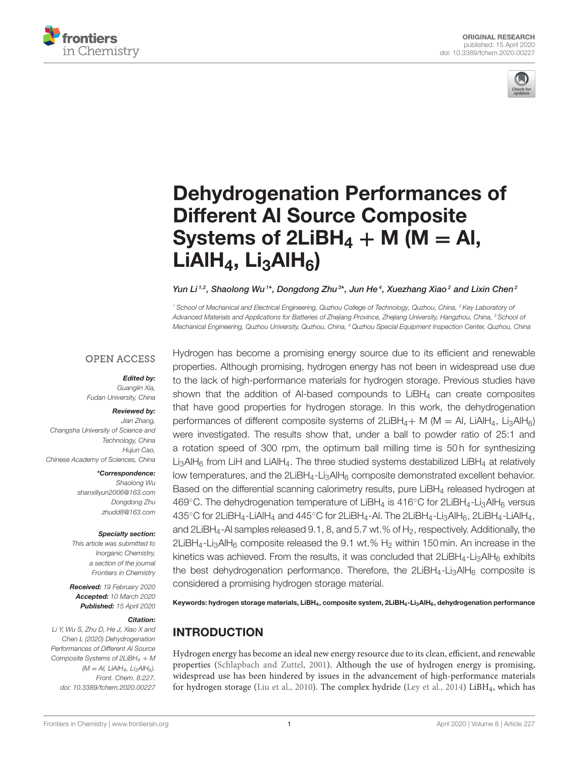ORIGINAL RESEARCH
published: 15 April 2020
doi: 10.3389/fchem.2020.00227

# Dehydrogenation Performances of Different Al Source Composite Systems of $2LiBH_4$ + M (M = Al, $LiAlH_4$, $Li_3AlH_6$)

*Yun Li[1,2], Shaolong Wu[1]\*, Dongdong Zhu[3]\*, Jun He[4], Xuezhang Xiao[2] and Lixin Chen[2]*

[1] School of Mechanical and Electrical Engineering, Quzhou College of Technology, Quzhou, China, [2] Key Laboratory of Advanced Materials and Applications for Batteries of Zhejiang Province, Zhejiang University, Hangzhou, China, [3] School of Mechanical Engineering, Quzhou University, Quzhou, China, [4] Quzhou Special Equipment Inspection Center, Quzhou, China

OPEN ACCESS

***Edited by:***
*Guanglin Xia,*
*Fudan University, China*

***Reviewed by:***
*Jian Zhang,*
*Changsha University of Science and Technology, China*
*Hujun Cao,*
*Chinese Academy of Sciences, China*

***\*Correspondence:***
*Shaolong Wu*
*shanxiliyun2006@163.com*
*Dongdong Zhu*
*zhudd8@163.com*

***Specialty section:***
*This article was submitted to Inorganic Chemistry, a section of the journal Frontiers in Chemistry*

***Received:*** *19 February 2020*
***Accepted:*** *10 March 2020*
***Published:*** *15 April 2020*

***Citation:***
*Li Y, Wu S, Zhu D, He J, Xiao X and Chen L (2020) Dehydrogenation Performances of Different Al Source Composite Systems of $2LiBH_4$ + M (M = Al, $LiAlH_4$, $Li_3AlH_6$). Front. Chem. 8:227. doi: 10.3389/fchem.2020.00227*

Hydrogen has become a promising energy source due to its efficient and renewable properties. Although promising, hydrogen energy has not been in widespread use due to the lack of high-performance materials for hydrogen storage. Previous studies have shown that the addition of Al-based compounds to $LiBH_4$ can create composites that have good properties for hydrogen storage. In this work, the dehydrogenation performances of different composite systems of $2LiBH_4$+ M (M = Al, $LiAlH_4$, $Li_3AlH_6$) were investigated. The results show that, under a ball to powder ratio of 25:1 and a rotation speed of 300 rpm, the optimum ball milling time is 50 h for synthesizing $Li_3AlH_6$ from LiH and $LiAlH_4$. The three studied systems destabilized $LiBH_4$ at relatively low temperatures, and the $2LiBH_4$-$Li_3AlH_6$ composite demonstrated excellent behavior. Based on the differential scanning calorimetry results, pure $LiBH_4$ released hydrogen at 469°C. The dehydrogenation temperature of $LiBH_4$ is 416°C for $2LiBH_4$-$Li_3AlH_6$ versus 435°C for $2LiBH_4$-$LiAlH_4$ and 445°C for $2LiBH_4$-Al. The $2LiBH_4$-$Li_3AlH_6$, $2LiBH_4$-$LiAlH_4$, and $2LiBH_4$-Al samples released 9.1, 8, and 5.7 wt.% of $H_2$, respectively. Additionally, the $2LiBH_4$-$Li_3AlH_6$ composite released the 9.1 wt.% $H_2$ within 150 min. An increase in the kinetics was achieved. From the results, it was concluded that $2LiBH_4$-$Li_3AlH_6$ exhibits the best dehydrogenation performance. Therefore, the $2LiBH_4$-$Li_3AlH_6$ composite is considered a promising hydrogen storage material.

**Keywords: hydrogen storage materials, $LiBH_4$, composite system, $2LiBH_4$-$Li_3AlH_6$, dehydrogenation performance**

## INTRODUCTION

Hydrogen energy has become an ideal new energy resource due to its clean, efficient, and renewable properties (Schlapbach and Zuttel, 2001). Although the use of hydrogen energy is promising, widespread use has been hindered by issues in the advancement of high-performance materials for hydrogen storage (Liu et al., 2010). The complex hydride (Ley et al., 2014) $LiBH_4$, which has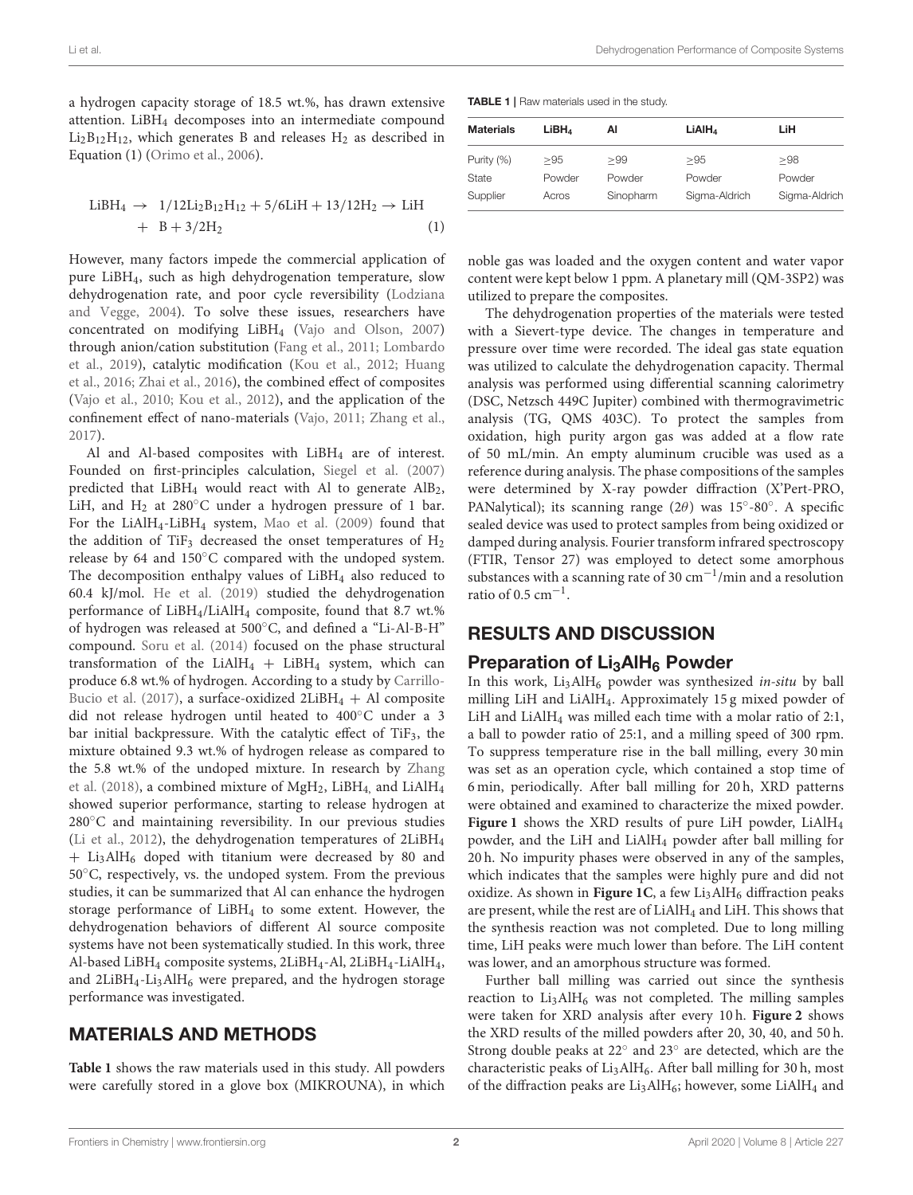a hydrogen capacity storage of 18.5 wt.%, has drawn extensive attention. $LiBH_4$ decomposes into an intermediate compound $Li_2B_{12}H_{12}$, which generates B and releases $H_2$ as described in Equation (1) (Orimo et al., 2006).

$$LiBH_4 \rightarrow 1/12Li_2B_{12}H_{12} + 5/6LiH + 13/12H_2 \rightarrow LiH + B + 3/2H_2 \quad (1)$$

However, many factors impede the commercial application of pure $LiBH_4$, such as high dehydrogenation temperature, slow dehydrogenation rate, and poor cycle reversibility (Lodziana and Vegge, 2004). To solve these issues, researchers have concentrated on modifying $LiBH_4$ (Vajo and Olson, 2007) through anion/cation substitution (Fang et al., 2011; Lombardo et al., 2019), catalytic modification (Kou et al., 2012; Huang et al., 2016; Zhai et al., 2016), the combined effect of composites (Vajo et al., 2010; Kou et al., 2012), and the application of the confinement effect of nano-materials (Vajo, 2011; Zhang et al., 2017).

Al and Al-based composites with $LiBH_4$ are of interest. Founded on first-principles calculation, Siegel et al. (2007) predicted that $LiBH_4$ would react with Al to generate $AlB_2$, LiH, and $H_2$ at 280°C under a hydrogen pressure of 1 bar. For the $LiAlH_4$-$LiBH_4$ system, Mao et al. (2009) found that the addition of $TiF_3$ decreased the onset temperatures of $H_2$ release by 64 and 150°C compared with the undoped system. The decomposition enthalpy values of $LiBH_4$ also reduced to 60.4 kJ/mol. He et al. (2019) studied the dehydrogenation performance of $LiBH_4$/$LiAlH_4$ composite, found that 8.7 wt.% of hydrogen was released at 500°C, and defined a "Li-Al-B-H" compound. Soru et al. (2014) focused on the phase structural transformation of the $LiAlH_4$ + $LiBH_4$ system, which can produce 6.8 wt.% of hydrogen. According to a study by Carrillo-Bucio et al. (2017), a surface-oxidized $2LiBH_4$ + Al composite did not release hydrogen until heated to 400°C under a 3 bar initial backpressure. With the catalytic effect of $TiF_3$, the mixture obtained 9.3 wt.% of hydrogen release as compared to the 5.8 wt.% of the undoped mixture. In research by Zhang et al. (2018), a combined mixture of $MgH_2$, $LiBH_4$, and $LiAlH_4$ showed superior performance, starting to release hydrogen at 280°C and maintaining reversibility. In our previous studies (Li et al., 2012), the dehydrogenation temperatures of $2LiBH_4$ + $Li_3AlH_6$ doped with titanium were decreased by 80 and 50°C, respectively, vs. the undoped system. From the previous studies, it can be summarized that Al can enhance the hydrogen storage performance of $LiBH_4$ to some extent. However, the dehydrogenation behaviors of different Al source composite systems have not been systematically studied. In this work, three Al-based $LiBH_4$ composite systems, $2LiBH_4$-Al, $2LiBH_4$-$LiAlH_4$, and $2LiBH_4$-$Li_3AlH_6$ were prepared, and the hydrogen storage performance was investigated.

## MATERIALS AND METHODS

**Table 1** shows the raw materials used in this study. All powders were carefully stored in a glove box (MIKROUNA), in which noble gas was loaded and the oxygen content and water vapor content were kept below 1 ppm. A planetary mill (QM-3SP2) was utilized to prepare the composites.

**TABLE 1** | Raw materials used in the study.

| Materials | $LiBH_4$ | Al | $LiAlH_4$ | LiH |
|---|---|---|---|---|
| Purity (%) | ≥95 | ≥99 | ≥95 | ≥98 |
| State | Powder | Powder | Powder | Powder |
| Supplier | Acros | Sinopharm | Sigma-Aldrich | Sigma-Aldrich |

The dehydrogenation properties of the materials were tested with a Sievert-type device. The changes in temperature and pressure over time were recorded. The ideal gas state equation was utilized to calculate the dehydrogenation capacity. Thermal analysis was performed using differential scanning calorimetry (DSC, Netzsch 449C Jupiter) combined with thermogravimetric analysis (TG, QMS 403C). To protect the samples from oxidation, high purity argon gas was added at a flow rate of 50 mL/min. An empty aluminum crucible was used as a reference during analysis. The phase compositions of the samples were determined by X-ray powder diffraction (X'Pert-PRO, PANalytical); its scanning range (2$\theta$) was 15°-80°. A specific sealed device was used to protect samples from being oxidized or damped during analysis. Fourier transform infrared spectroscopy (FTIR, Tensor 27) was employed to detect some amorphous substances with a scanning rate of 30 $cm^{-1}$/min and a resolution ratio of 0.5 $cm^{-1}$.

## RESULTS AND DISCUSSION

### Preparation of $Li_3AlH_6$ Powder

In this work, $Li_3AlH_6$ powder was synthesized *in-situ* by ball milling LiH and $LiAlH_4$. Approximately 15 g mixed powder of LiH and $LiAlH_4$ was milled each time with a molar ratio of 2:1, a ball to powder ratio of 25:1, and a milling speed of 300 rpm. To suppress temperature rise in the ball milling, every 30 min was set as an operation cycle, which contained a stop time of 6 min, periodically. After ball milling for 20 h, XRD patterns were obtained and examined to characterize the mixed powder. **Figure 1** shows the XRD results of pure LiH powder, $LiAlH_4$ powder, and the LiH and $LiAlH_4$ powder after ball milling for 20 h. No impurity phases were observed in any of the samples, which indicates that the samples were highly pure and did not oxidize. As shown in **Figure 1C**, a few $Li_3AlH_6$ diffraction peaks are present, while the rest are of $LiAlH_4$ and LiH. This shows that the synthesis reaction was not completed. Due to long milling time, LiH peaks were much lower than before. The LiH content was lower, and an amorphous structure was formed.

Further ball milling was carried out since the synthesis reaction to $Li_3AlH_6$ was not completed. The milling samples were taken for XRD analysis after every 10 h. **Figure 2** shows the XRD results of the milled powders after 20, 30, 40, and 50 h. Strong double peaks at 22° and 23° are detected, which are the characteristic peaks of $Li_3AlH_6$. After ball milling for 30 h, most of the diffraction peaks are $Li_3AlH_6$; however, some $LiAlH_4$ and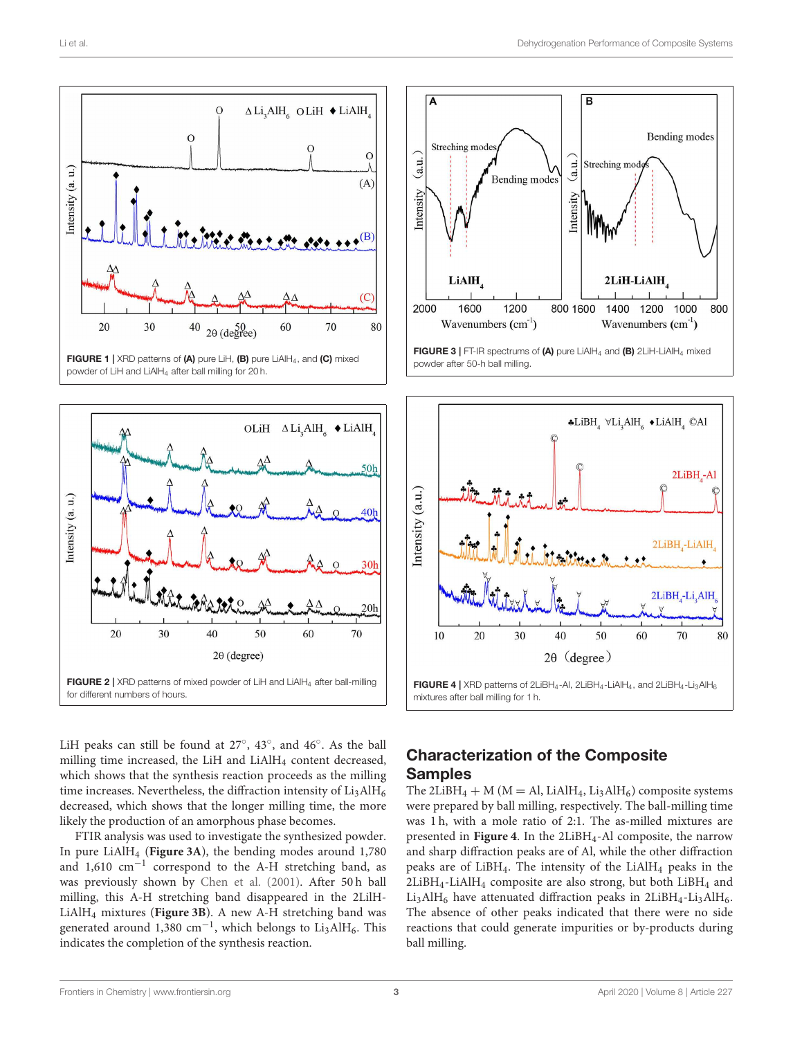FIGURE 1 | XRD patterns of **(A)** pure LiH, **(B)** pure $LiAlH_4$, and **(C)** mixed powder of LiH and $LiAlH_4$ after ball milling for 20 h.

FIGURE 3 | FT-IR spectrums of **(A)** pure $LiAlH_4$ and **(B)** 2LiH-$LiAlH_4$ mixed powder after 50-h ball milling.

FIGURE 2 | XRD patterns of mixed powder of LiH and $LiAlH_4$ after ball-milling for different numbers of hours.

FIGURE 4 | XRD patterns of $2LiBH_4$-Al, $2LiBH_4$-$LiAlH_4$, and $2LiBH_4$-$Li_3AlH_6$ mixtures after ball milling for 1 h.

LiH peaks can still be found at 27°, 43°, and 46°. As the ball milling time increased, the LiH and $LiAlH_4$ content decreased, which shows that the synthesis reaction proceeds as the milling time increases. Nevertheless, the diffraction intensity of $Li_3AlH_6$ decreased, which shows that the longer milling time, the more likely the production of an amorphous phase becomes.

FTIR analysis was used to investigate the synthesized powder. In pure $LiAlH_4$ (**Figure 3A**), the bending modes around 1,780 and 1,610 $cm^{-1}$ correspond to the A-H stretching band, as was previously shown by Chen et al. (2001). After 50 h ball milling, this A-H stretching band disappeared in the 2LilH-$LiAlH_4$ mixtures (**Figure 3B**). A new A-H stretching band was generated around 1,380 $cm^{-1}$, which belongs to $Li_3AlH_6$. This indicates the completion of the synthesis reaction.

## Characterization of the Composite Samples

The $2LiBH_4$ + M (M = Al, $LiAlH_4$, $Li_3AlH_6$) composite systems were prepared by ball milling, respectively. The ball-milling time was 1 h, with a mole ratio of 2:1. The as-milled mixtures are presented in **Figure 4**. In the $2LiBH_4$-Al composite, the narrow and sharp diffraction peaks are of Al, while the other diffraction peaks are of $LiBH_4$. The intensity of the $LiAlH_4$ peaks in the $2LiBH_4$-$LiAlH_4$ composite are also strong, but both $LiBH_4$ and $Li_3AlH_6$ have attenuated diffraction peaks in $2LiBH_4$-$Li_3AlH_6$. The absence of other peaks indicated that there were no side reactions that could generate impurities or by-products during ball milling.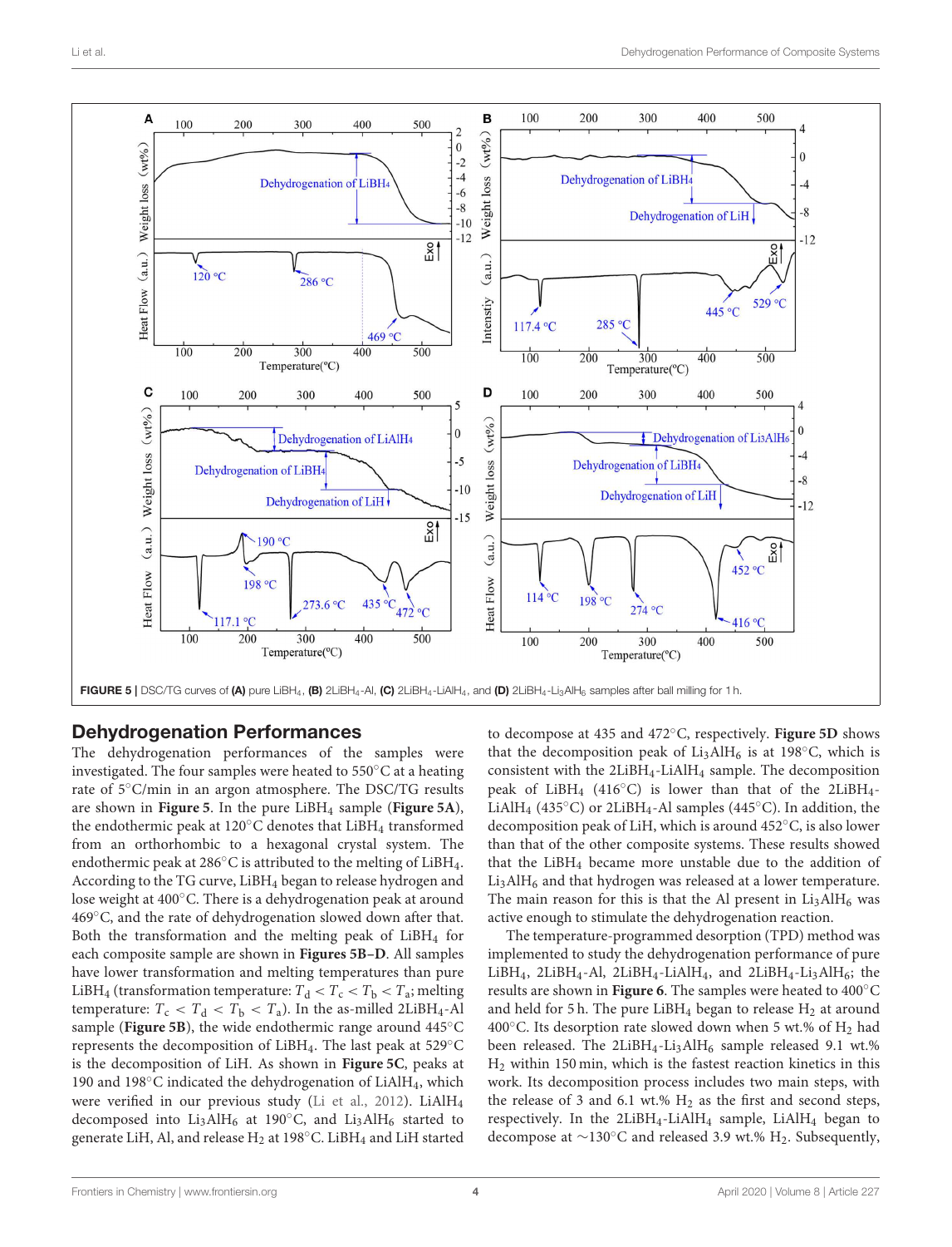FIGURE 5 | DSC/TG curves of **(A)** pure $LiBH_4$, **(B)** $2LiBH_4$-Al, **(C)** $2LiBH_4$-$LiAlH_4$, and **(D)** $2LiBH_4$-$Li_3AlH_6$ samples after ball milling for 1 h.

## Dehydrogenation Performances

The dehydrogenation performances of the samples were investigated. The four samples were heated to 550°C at a heating rate of 5°C/min in an argon atmosphere. The DSC/TG results are shown in **Figure 5**. In the pure $LiBH_4$ sample (**Figure 5A**), the endothermic peak at 120°C denotes that $LiBH_4$ transformed from an orthorhombic to a hexagonal crystal system. The endothermic peak at 286°C is attributed to the melting of $LiBH_4$. According to the TG curve, $LiBH_4$ began to release hydrogen and lose weight at 400°C. There is a dehydrogenation peak at around 469°C, and the rate of dehydrogenation slowed down after that. Both the transformation and the melting peak of $LiBH_4$ for each composite sample are shown in **Figures 5B–D**. All samples have lower transformation and melting temperatures than pure $LiBH_4$ (transformation temperature: $T_d < T_c < T_b < T_a$; melting temperature: $T_c < T_d < T_b < T_a$). In the as-milled $2LiBH_4$-Al sample (**Figure 5B**), the wide endothermic range around 445°C represents the decomposition of $LiBH_4$. The last peak at 529°C is the decomposition of LiH. As shown in **Figure 5C**, peaks at 190 and 198°C indicated the dehydrogenation of $LiAlH_4$, which were verified in our previous study (Li et al., 2012). $LiAlH_4$ decomposed into $Li_3AlH_6$ at 190°C, and $Li_3AlH_6$ started to generate LiH, Al, and release $H_2$ at 198°C. $LiBH_4$ and LiH started to decompose at 435 and 472°C, respectively. **Figure 5D** shows that the decomposition peak of $Li_3AlH_6$ is at 198°C, which is consistent with the $2LiBH_4$-$LiAlH_4$ sample. The decomposition peak of $LiBH_4$ (416°C) is lower than that of the $2LiBH_4$-$LiAlH_4$ (435°C) or $2LiBH_4$-Al samples (445°C). In addition, the decomposition peak of LiH, which is around 452°C, is also lower than that of the other composite systems. These results showed that the $LiBH_4$ became more unstable due to the addition of $Li_3AlH_6$ and that hydrogen was released at a lower temperature. The main reason for this is that the Al present in $Li_3AlH_6$ was active enough to stimulate the dehydrogenation reaction.

The temperature-programmed desorption (TPD) method was implemented to study the dehydrogenation performance of pure $LiBH_4$, $2LiBH_4$-Al, $2LiBH_4$-$LiAlH_4$, and $2LiBH_4$-$Li_3AlH_6$; the results are shown in **Figure 6**. The samples were heated to 400°C and held for 5 h. The pure $LiBH_4$ began to release $H_2$ at around 400°C. Its desorption rate slowed down when 5 wt.% of $H_2$ had been released. The $2LiBH_4$-$Li_3AlH_6$ sample released 9.1 wt.% $H_2$ within 150 min, which is the fastest reaction kinetics in this work. Its decomposition process includes two main steps, with the release of 3 and 6.1 wt.% $H_2$ as the first and second steps, respectively. In the $2LiBH_4$-$LiAlH_4$ sample, $LiAlH_4$ began to decompose at ~130°C and released 3.9 wt.% $H_2$. Subsequently,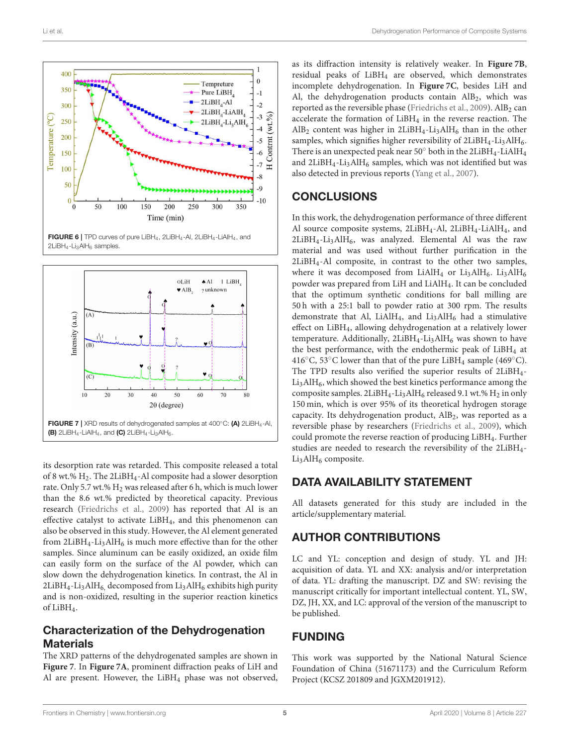FIGURE 6 | TPD curves of pure $LiBH_4$, $2LiBH_4$-Al, $2LiBH_4$-$LiAlH_4$, and $2LiBH_4$-$Li_3AlH_6$ samples.

FIGURE 7 | XRD results of dehydrogenated samples at 400°C: **(A)** $2LiBH_4$-Al, **(B)** $2LiBH_4$-$LiAlH_4$, and **(C)** $2LiBH_4$-$Li_3AlH_6$.

its desorption rate was retarded. This composite released a total of 8 wt.% $H_2$. The $2LiBH_4$-Al composite had a slower desorption rate. Only 5.7 wt.% $H_2$ was released after 6 h, which is much lower than the 8.6 wt.% predicted by theoretical capacity. Previous research (Friedrichs et al., 2009) has reported that Al is an effective catalyst to activate $LiBH_4$, and this phenomenon can also be observed in this study. However, the Al element generated from $2LiBH_4$-$Li_3AlH_6$ is much more effective than for the other samples. Since aluminum can be easily oxidized, an oxide film can easily form on the surface of the Al powder, which can slow down the dehydrogenation kinetics. In contrast, the Al in $2LiBH_4$-$Li_3AlH_6$ decomposed from $Li_3AlH_6$ exhibits high purity and is non-oxidized, resulting in the superior reaction kinetics of $LiBH_4$.

## Characterization of the Dehydrogenation Materials

The XRD patterns of the dehydrogenated samples are shown in **Figure 7**. In **Figure 7A**, prominent diffraction peaks of LiH and Al are present. However, the $LiBH_4$ phase was not observed, as its diffraction intensity is relatively weaker. In **Figure 7B**, residual peaks of $LiBH_4$ are observed, which demonstrates incomplete dehydrogenation. In **Figure 7C**, besides LiH and Al, the dehydrogenation products contain $AlB_2$, which was reported as the reversible phase (Friedrichs et al., 2009). $AlB_2$ can accelerate the formation of $LiBH_4$ in the reverse reaction. The $AlB_2$ content was higher in $2LiBH_4$-$Li_3AlH_6$ than in the other samples, which signifies higher reversibility of $2LiBH_4$-$Li_3AlH_6$. There is an unexpected peak near 50° both in the $2LiBH_4$-$LiAlH_4$ and $2LiBH_4$-$Li_3AlH_6$ samples, which was not identified but was also detected in previous reports (Yang et al., 2007).

## CONCLUSIONS

In this work, the dehydrogenation performance of three different Al source composite systems, $2LiBH_4$-Al, $2LiBH_4$-$LiAlH_4$, and $2LiBH_4$-$Li_3AlH_6$, was analyzed. Elemental Al was the raw material and was used without further purification in the $2LiBH_4$-Al composite, in contrast to the other two samples, where it was decomposed from $LiAlH_4$ or $Li_3AlH_6$. $Li_3AlH_6$ powder was prepared from LiH and $LiAlH_4$. It can be concluded that the optimum synthetic conditions for ball milling are 50 h with a 25:1 ball to powder ratio at 300 rpm. The results demonstrate that Al, $LiAlH_4$, and $Li_3AlH_6$ had a stimulative effect on $LiBH_4$, allowing dehydrogenation at a relatively lower temperature. Additionally, $2LiBH_4$-$Li_3AlH_6$ was shown to have the best performance, with the endothermic peak of $LiBH_4$ at 416°C, 53°C lower than that of the pure $LiBH_4$ sample (469°C). The TPD results also verified the superior results of $2LiBH_4$-$Li_3AlH_6$, which showed the best kinetics performance among the composite samples. $2LiBH_4$-$Li_3AlH_6$ released 9.1 wt.% $H_2$ in only 150 min, which is over 95% of its theoretical hydrogen storage capacity. Its dehydrogenation product, $AlB_2$, was reported as a reversible phase by researchers (Friedrichs et al., 2009), which could promote the reverse reaction of producing $LiBH_4$. Further studies are needed to research the reversibility of the $2LiBH_4$-$Li_3AlH_6$ composite.

## DATA AVAILABILITY STATEMENT

All datasets generated for this study are included in the article/supplementary material.

## AUTHOR CONTRIBUTIONS

LC and YL: conception and design of study. YL and JH: acquisition of data. YL and XX: analysis and/or interpretation of data. YL: drafting the manuscript. DZ and SW: revising the manuscript critically for important intellectual content. YL, SW, DZ, JH, XX, and LC: approval of the version of the manuscript to be published.

## FUNDING

This work was supported by the National Natural Science Foundation of China (51671173) and the Curriculum Reform Project (KCSZ 201809 and JGXM201912).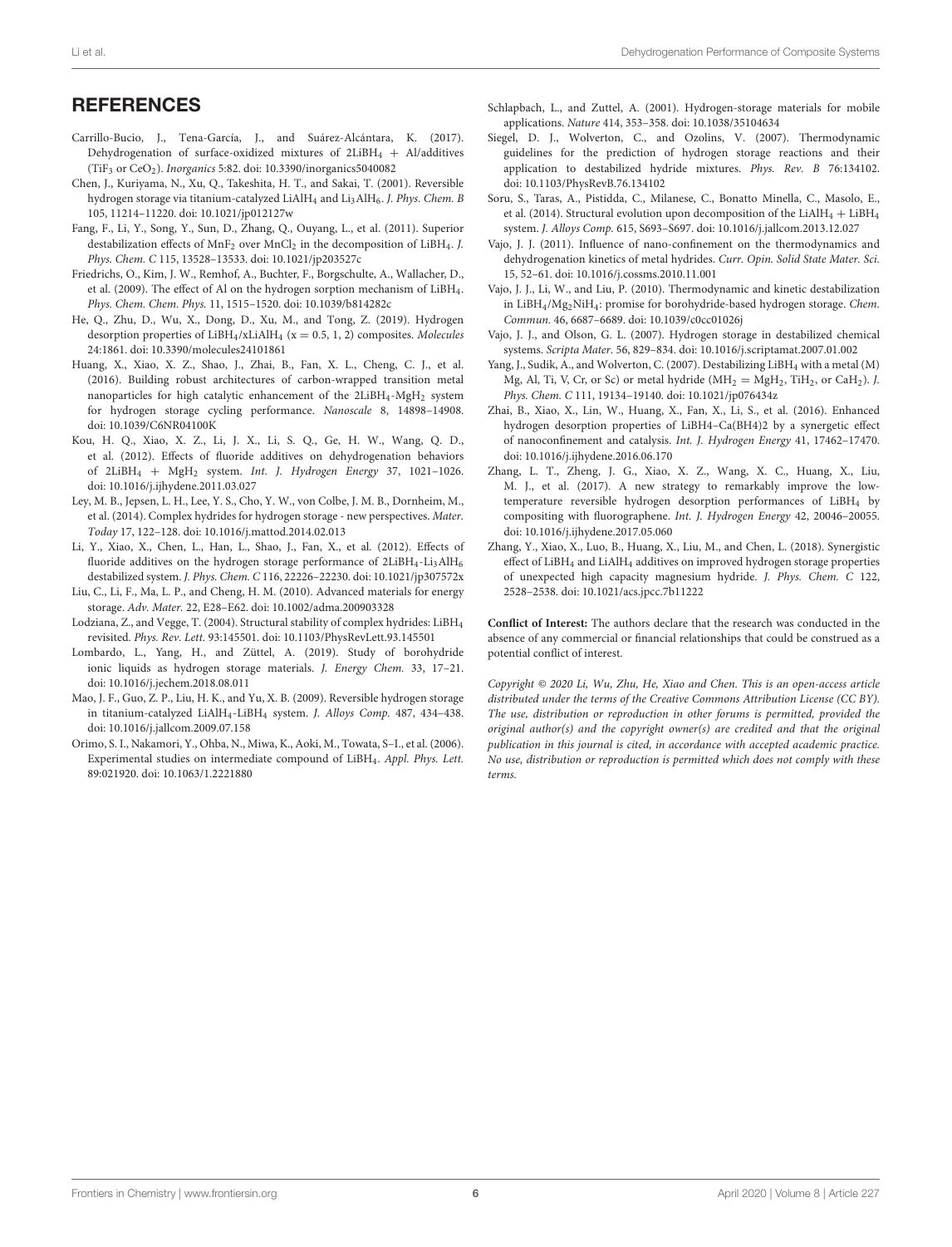## REFERENCES

Carrillo-Bucio, J., Tena-García, J., and Suárez-Alcántara, K. (2017). Dehydrogenation of surface-oxidized mixtures of $2LiBH_4$ + Al/additives ($TiF_3$ or $CeO_2$). *Inorganics* 5:82. doi: 10.3390/inorganics5040082

Chen, J., Kuriyama, N., Xu, Q., Takeshita, H. T., and Sakai, T. (2001). Reversible hydrogen storage via titanium-catalyzed $LiAlH_4$ and $Li_3AlH_6$. *J. Phys. Chem. B* 105, 11214–11220. doi: 10.1021/jp012127w

Fang, F., Li, Y., Song, Y., Sun, D., Zhang, Q., Ouyang, L., et al. (2011). Superior destabilization effects of $MnF_2$ over $MnCl_2$ in the decomposition of $LiBH_4$. *J. Phys. Chem. C* 115, 13528–13533. doi: 10.1021/jp203527c

Friedrichs, O., Kim, J. W., Remhof, A., Buchter, F., Borgschulte, A., Wallacher, D., et al. (2009). The effect of Al on the hydrogen sorption mechanism of $LiBH_4$. *Phys. Chem. Chem. Phys.* 11, 1515–1520. doi: 10.1039/b814282c

He, Q., Zhu, D., Wu, X., Dong, D., Xu, M., and Tong, Z. (2019). Hydrogen desorption properties of $LiBH_4$/xLi$AlH_4$ (x = 0.5, 1, 2) composites. *Molecules* 24:1861. doi: 10.3390/molecules24101861

Huang, X., Xiao, X. Z., Shao, J., Zhai, B., Fan, X. L., Cheng, C. J., et al. (2016). Building robust architectures of carbon-wrapped transition metal nanoparticles for high catalytic enhancement of the $2LiBH_4$-$MgH_2$ system for hydrogen storage cycling performance. *Nanoscale* 8, 14898–14908. doi: 10.1039/C6NR04100K

Kou, H. Q., Xiao, X. Z., Li, J. X., Li, S. Q., Ge, H. W., Wang, Q. D., et al. (2012). Effects of fluoride additives on dehydrogenation behaviors of $2LiBH_4$ + $MgH_2$ system. *Int. J. Hydrogen Energy* 37, 1021–1026. doi: 10.1016/j.ijhydene.2011.03.027

Ley, M. B., Jepsen, L. H., Lee, Y. S., Cho, Y. W., von Colbe, J. M. B., Dornheim, M., et al. (2014). Complex hydrides for hydrogen storage - new perspectives. *Mater. Today* 17, 122–128. doi: 10.1016/j.mattod.2014.02.013

Li, Y., Xiao, X., Chen, L., Han, L., Shao, J., Fan, X., et al. (2012). Effects of fluoride additives on the hydrogen storage performance of $2LiBH_4$-$Li_3AlH_6$ destabilized system. *J. Phys. Chem. C* 116, 22226–22230. doi: 10.1021/jp307572x

Liu, C., Li, F., Ma, L. P., and Cheng, H. M. (2010). Advanced materials for energy storage. *Adv. Mater.* 22, E28–E62. doi: 10.1002/adma.200903328

Lodziana, Z., and Vegge, T. (2004). Structural stability of complex hydrides: $LiBH_4$ revisited. *Phys. Rev. Lett.* 93:145501. doi: 10.1103/PhysRevLett.93.145501

Lombardo, L., Yang, H., and Züttel, A. (2019). Study of borohydride ionic liquids as hydrogen storage materials. *J. Energy Chem.* 33, 17–21. doi: 10.1016/j.jechem.2018.08.011

Mao, J. F., Guo, Z. P., Liu, H. K., and Yu, X. B. (2009). Reversible hydrogen storage in titanium-catalyzed $LiAlH_4$-$LiBH_4$ system. *J. Alloys Comp.* 487, 434–438. doi: 10.1016/j.jallcom.2009.07.158

Orimo, S. I., Nakamori, Y., Ohba, N., Miwa, K., Aoki, M., Towata, S–I., et al. (2006). Experimental studies on intermediate compound of $LiBH_4$. *Appl. Phys. Lett.* 89:021920. doi: 10.1063/1.2221880

Schlapbach, L., and Zuttel, A. (2001). Hydrogen-storage materials for mobile applications. *Nature* 414, 353–358. doi: 10.1038/35104634

Siegel, D. J., Wolverton, C., and Ozolins, V. (2007). Thermodynamic guidelines for the prediction of hydrogen storage reactions and their application to destabilized hydride mixtures. *Phys. Rev. B* 76:134102. doi: 10.1103/PhysRevB.76.134102

Soru, S., Taras, A., Pistidda, C., Milanese, C., Bonatto Minella, C., Masolo, E., et al. (2014). Structural evolution upon decomposition of the $LiAlH_4$ + $LiBH_4$ system. *J. Alloys Comp.* 615, S693–S697. doi: 10.1016/j.jallcom.2013.12.027

Vajo, J. J. (2011). Influence of nano-confinement on the thermodynamics and dehydrogenation kinetics of metal hydrides. *Curr. Opin. Solid State Mater. Sci.* 15, 52–61. doi: 10.1016/j.cossms.2010.11.001

Vajo, J. J., Li, W., and Liu, P. (2010). Thermodynamic and kinetic destabilization in $LiBH_4$/$Mg_2NiH_4$: promise for borohydride-based hydrogen storage. *Chem. Commun.* 46, 6687–6689. doi: 10.1039/c0cc01026j

Vajo, J. J., and Olson, G. L. (2007). Hydrogen storage in destabilized chemical systems. *Scripta Mater.* 56, 829–834. doi: 10.1016/j.scriptamat.2007.01.002

Yang, J., Sudik, A., and Wolverton, C. (2007). Destabilizing $LiBH_4$ with a metal (M) Mg, Al, Ti, V, Cr, or Sc) or metal hydride ($MH_2$ = $MgH_2$, $TiH_2$, or $CaH_2$). *J. Phys. Chem. C* 111, 19134–19140. doi: 10.1021/jp076434z

Zhai, B., Xiao, X., Lin, W., Huang, X., Fan, X., Li, S., et al. (2016). Enhanced hydrogen desorption properties of LiBH4–Ca(BH4)2 by a synergetic effect of nanoconfinement and catalysis. *Int. J. Hydrogen Energy* 41, 17462–17470. doi: 10.1016/j.ijhydene.2016.06.170

Zhang, L. T., Zheng, J. G., Xiao, X. Z., Wang, X. C., Huang, X., Liu, M. J., et al. (2017). A new strategy to remarkably improve the low-temperature reversible hydrogen desorption performances of $LiBH_4$ by compositing with fluorographene. *Int. J. Hydrogen Energy* 42, 20046–20055. doi: 10.1016/j.ijhydene.2017.05.060

Zhang, Y., Xiao, X., Luo, B., Huang, X., Liu, M., and Chen, L. (2018). Synergistic effect of $LiBH_4$ and $LiAlH_4$ additives on improved hydrogen storage properties of unexpected high capacity magnesium hydride. *J. Phys. Chem. C* 122, 2528–2538. doi: 10.1021/acs.jpcc.7b11222

**Conflict of Interest:** The authors declare that the research was conducted in the absence of any commercial or financial relationships that could be construed as a potential conflict of interest.

*Copyright © 2020 Li, Wu, Zhu, He, Xiao and Chen. This is an open-access article distributed under the terms of the Creative Commons Attribution License (CC BY). The use, distribution or reproduction in other forums is permitted, provided the original author(s) and the copyright owner(s) are credited and that the original publication in this journal is cited, in accordance with accepted academic practice. No use, distribution or reproduction is permitted which does not comply with these terms.*